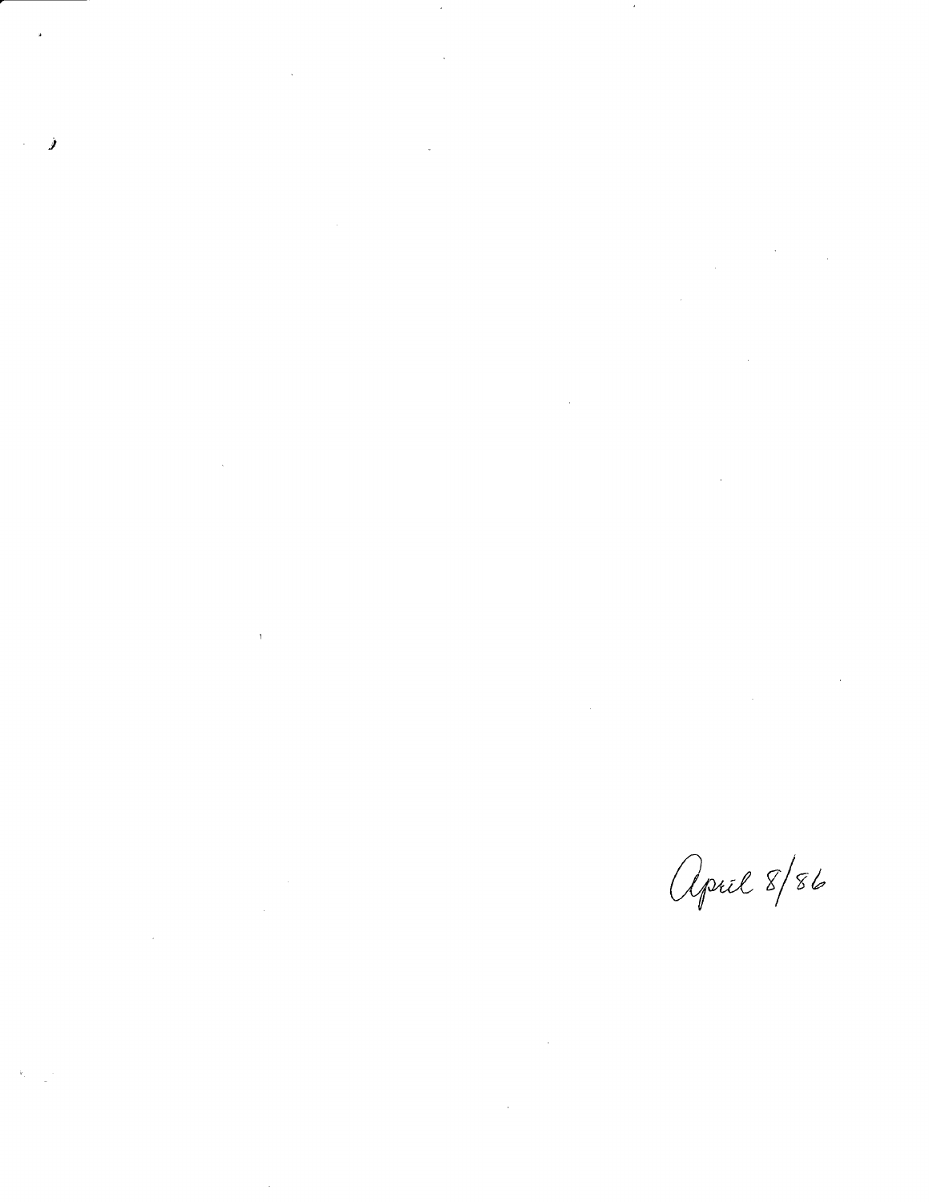April 8/86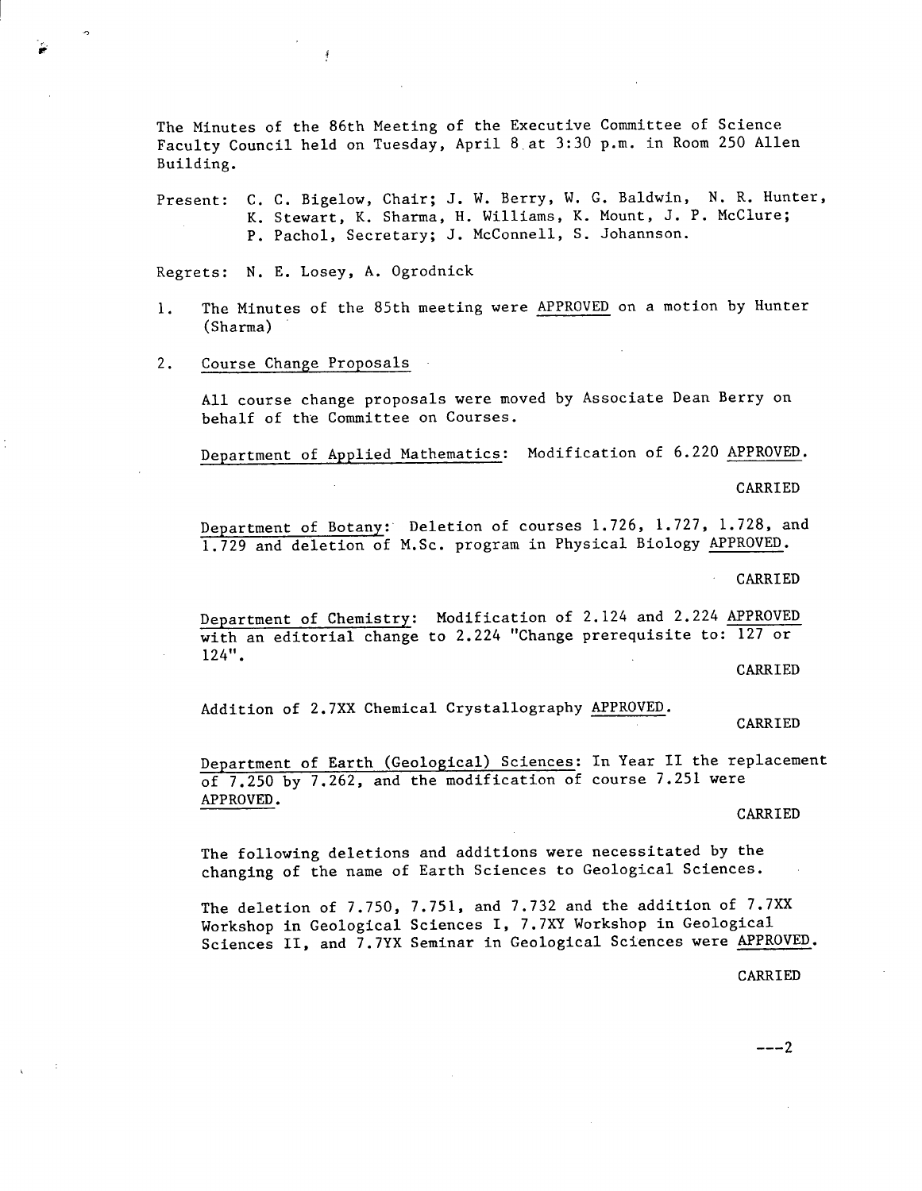The Minutes of the 86th Meeting of the Executive Committee of Science Faculty Council held on Tuesday, April 8 at 3:30 p.m. in Room 250 Allen Building.

Present: C. C. Bigelow, Chair; J. W. Berry, W. G. Baldwin, N. R. Hunter, K. Stewart, K. Sharma, H. Williams, K. Mount, J. P. McClure; P. Pachol, Secretary; J. McConnell, S. Johannson.

Regrets: N. E. Losey, A. Ogrodnick

1. The Minutes of the 85th meeting were APPROVED on a motion by Hunter (Sharma)

2. Course Change Proposals

   All course change proposals were moved by Associate Dean Berry on behalf of the Committee on Courses.

   Department of Applied Mathematics: Modification of 6.220 APPROVED.

   CARRIED

   Department of Botany: Deletion of courses 1.726, 1.727, 1.728, and 1.729 and deletion of M.Sc. program in Physical Biology APPROVED.

   CARRIED

   Department of Chemistry: Modification of 2.124 and 2.224 APPROVED with an editorial change to 2.224 "Change prerequisite to: 127 or 124".

   CARRIED

   Addition of 2.7XX Chemical Crystallography APPROVED.

   CARRIED

   Department of Earth (Geological) Sciences: In Year II the replacement of 7.250 by 7.262, and the modification of course 7.251 were APPROVED.

   CARRIED

   The following deletions and additions were necessitated by the changing of the name of Earth Sciences to Geological Sciences.

   The deletion of 7.750, 7.751, and 7.732 and the addition of 7.7XX Workshop in Geological Sciences I, 7.7XY Workshop in Geological Sciences II, and 7.7YX Seminar in Geological Sciences were APPROVED.

   CARRIED

---2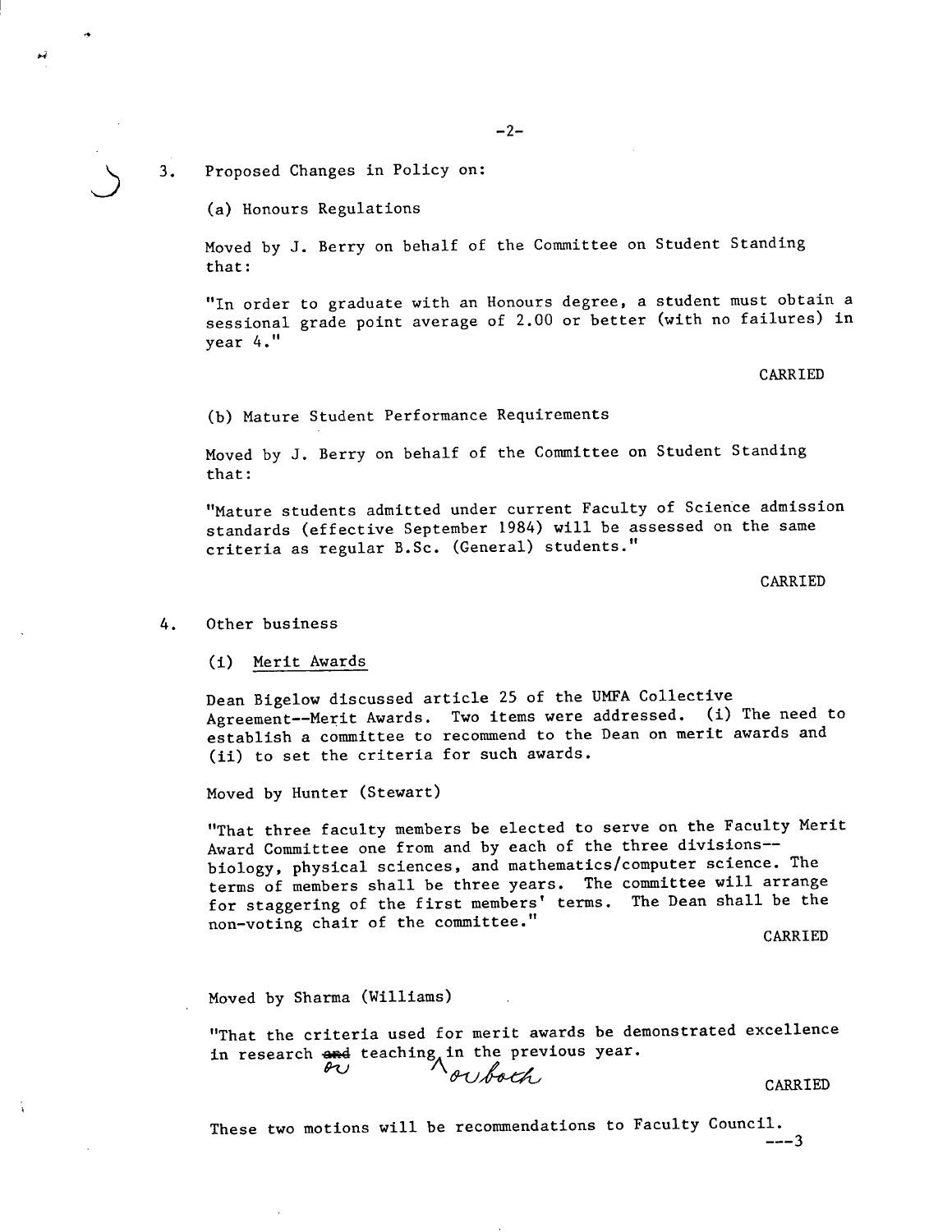3. Proposed Changes in Policy on:

(a) Honours Regulations

Moved by J. Berry on behalf of the Committee on Student Standing that:

"In order to graduate with an Honours degree, a student must obtain a sessional grade point average of 2.00 or better (with no failures) in year 4."

CARRIED

(b) Mature Student Performance Requirements

Moved by J. Berry on behalf of the Committee on Student Standing that:

"Mature students admitted under current Faculty of Science admission standards (effective September 1984) will be assessed on the same criteria as regular B.Sc. (General) students."

CARRIED

4. Other business

(i) <u>Merit Awards</u>

Dean Bigelow discussed article 25 of the UMFA Collective Agreement--Merit Awards. Two items were addressed. (i) The need to establish a committee to recommend to the Dean on merit awards and (ii) to set the criteria for such awards.

Moved by Hunter (Stewart)

"That three faculty members be elected to serve on the Faculty Merit Award Committee one from and by each of the three divisions--biology, physical sciences, and mathematics/computer science. The terms of members shall be three years. The committee will arrange for staggering of the first members' terms. The Dean shall be the non-voting chair of the committee."

CARRIED

Moved by Sharma (Williams)

"That the criteria used for merit awards be demonstrated excellence in research ~~and~~ or teaching or both in the previous year.

CARRIED

These two motions will be recommendations to Faculty Council.

---3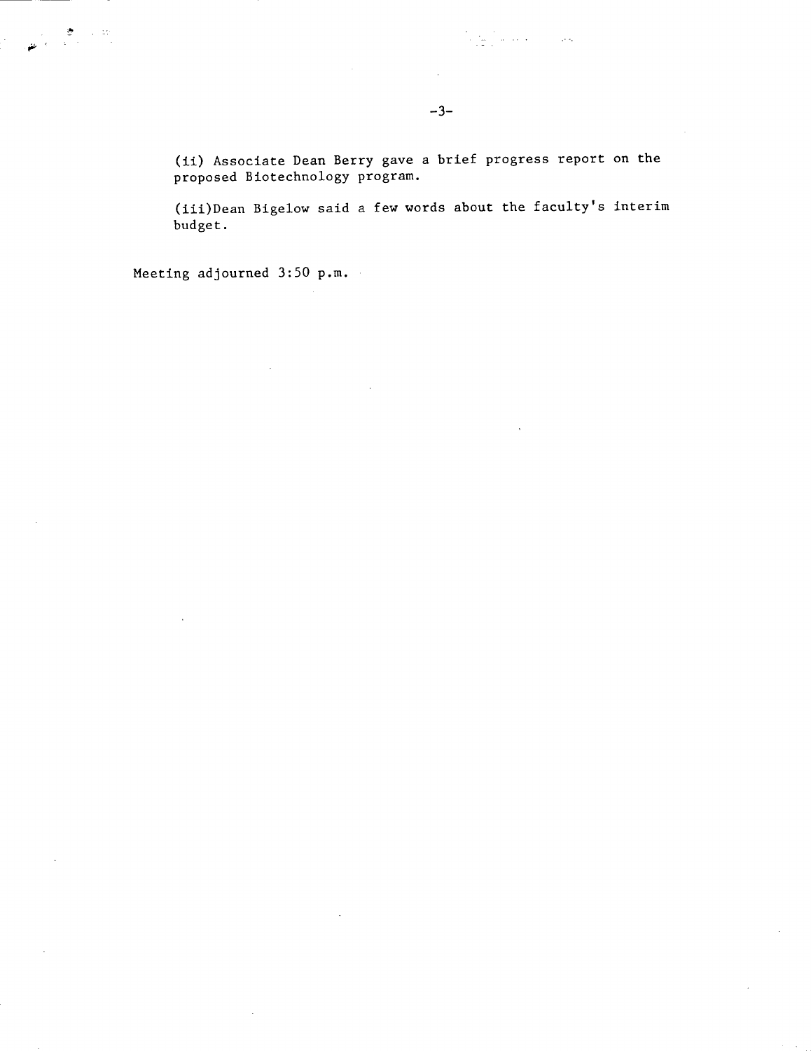(ii) Associate Dean Berry gave a brief progress report on the proposed Biotechnology program.

(iii)Dean Bigelow said a few words about the faculty's interim budget.

Meeting adjourned 3:50 p.m.